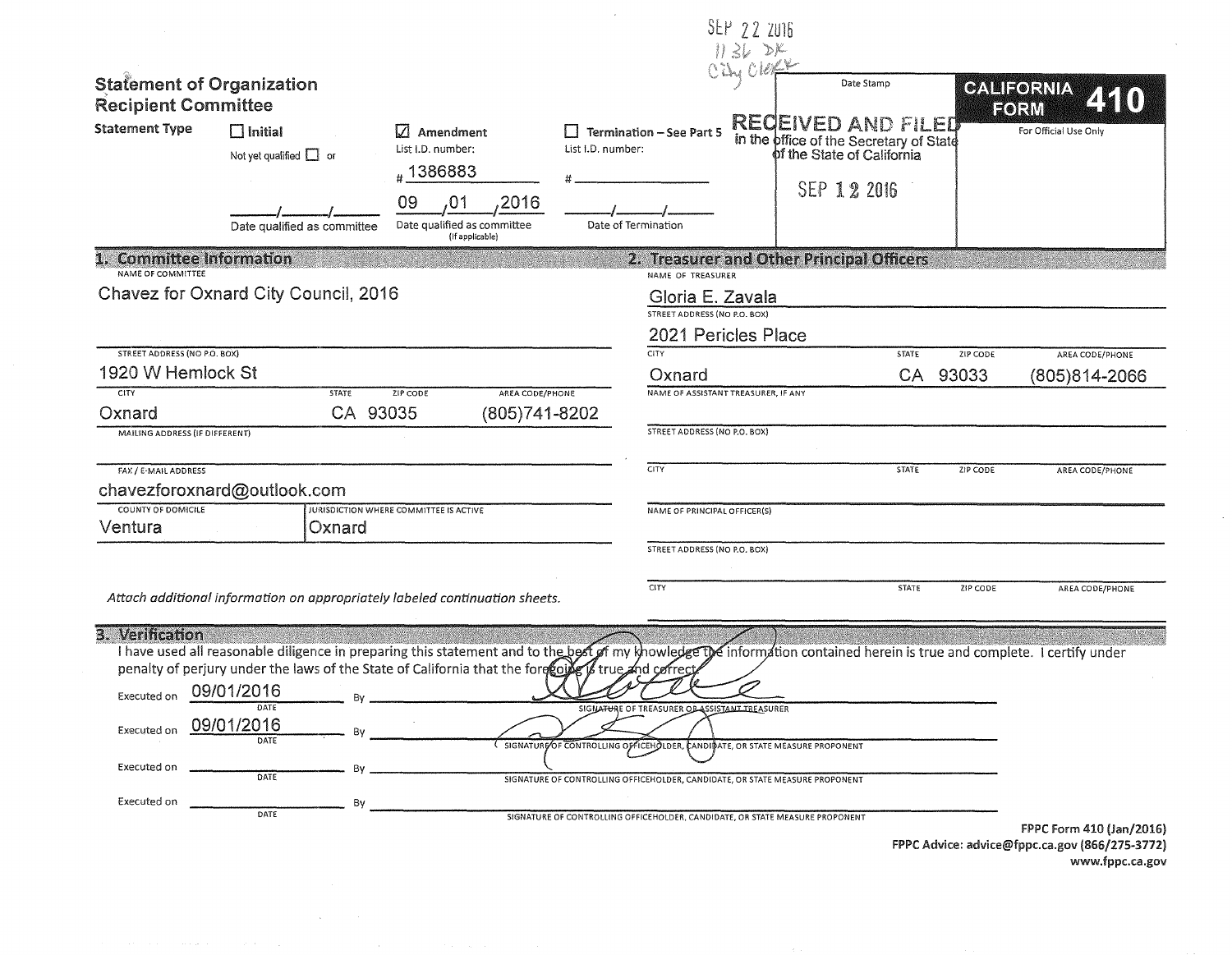SEP 22 2016
1136 DK
City Clerk

# Statement of Organization Recipient Committee

**CALIFORNIA FORM 410**

For Official Use Only

Date Stamp

RECEIVED AND FILED in the office of the Secretary of State of the State of California

SEP 12 2016

**Statement Type**

- ☐ **Initial** — Not yet qualified ☐ or ___/___/___ Date qualified as committee
- ☑ **Amendment** — List I.D. number: # 1386883 — 09/01/2016 Date qualified as committee (If applicable)
- ☐ **Termination – See Part 5** — List I.D. number: # ______ — ___/___/___ Date of Termination

## 1. Committee Information

NAME OF COMMITTEE
Chavez for Oxnard City Council, 2016

STREET ADDRESS (NO P.O. BOX)
1920 W Hemlock St

| CITY | STATE | ZIP CODE | AREA CODE/PHONE |
|---|---|---|---|
| Oxnard | CA | 93035 | (805)741-8202 |

MAILING ADDRESS (IF DIFFERENT)

FAX / E-MAIL ADDRESS
chavezforoxnard@outlook.com

| COUNTY OF DOMICILE | JURISDICTION WHERE COMMITTEE IS ACTIVE |
|---|---|
| Ventura | Oxnard |

*Attach additional information on appropriately labeled continuation sheets.*

## 2. Treasurer and Other Principal Officers

NAME OF TREASURER
Gloria E. Zavala

STREET ADDRESS (NO P.O. BOX)
2021 Pericles Place

| CITY | STATE | ZIP CODE | AREA CODE/PHONE |
|---|---|---|---|
| Oxnard | CA | 93033 | (805)814-2066 |

NAME OF ASSISTANT TREASURER, IF ANY

STREET ADDRESS (NO P.O. BOX)

| CITY | STATE | ZIP CODE | AREA CODE/PHONE |
|---|---|---|---|
| | | | |

NAME OF PRINCIPAL OFFICER(S)

STREET ADDRESS (NO P.O. BOX)

| CITY | STATE | ZIP CODE | AREA CODE/PHONE |
|---|---|---|---|
| | | | |

## 3. Verification

I have used all reasonable diligence in preparing this statement and to the best of my knowledge the information contained herein is true and complete. I certify under penalty of perjury under the laws of the State of California that the foregoing is true and correct.

Executed on 09/01/2016 By ______ SIGNATURE OF TREASURER OR ASSISTANT TREASURER

Executed on 09/01/2016 By ______ SIGNATURE OF CONTROLLING OFFICEHOLDER, CANDIDATE, OR STATE MEASURE PROPONENT

Executed on ______ By ______ SIGNATURE OF CONTROLLING OFFICEHOLDER, CANDIDATE, OR STATE MEASURE PROPONENT

Executed on ______ By ______ SIGNATURE OF CONTROLLING OFFICEHOLDER, CANDIDATE, OR STATE MEASURE PROPONENT

FPPC Form 410 (Jan/2016)
FPPC Advice: advice@fppc.ca.gov (866/275-3772)
www.fppc.ca.gov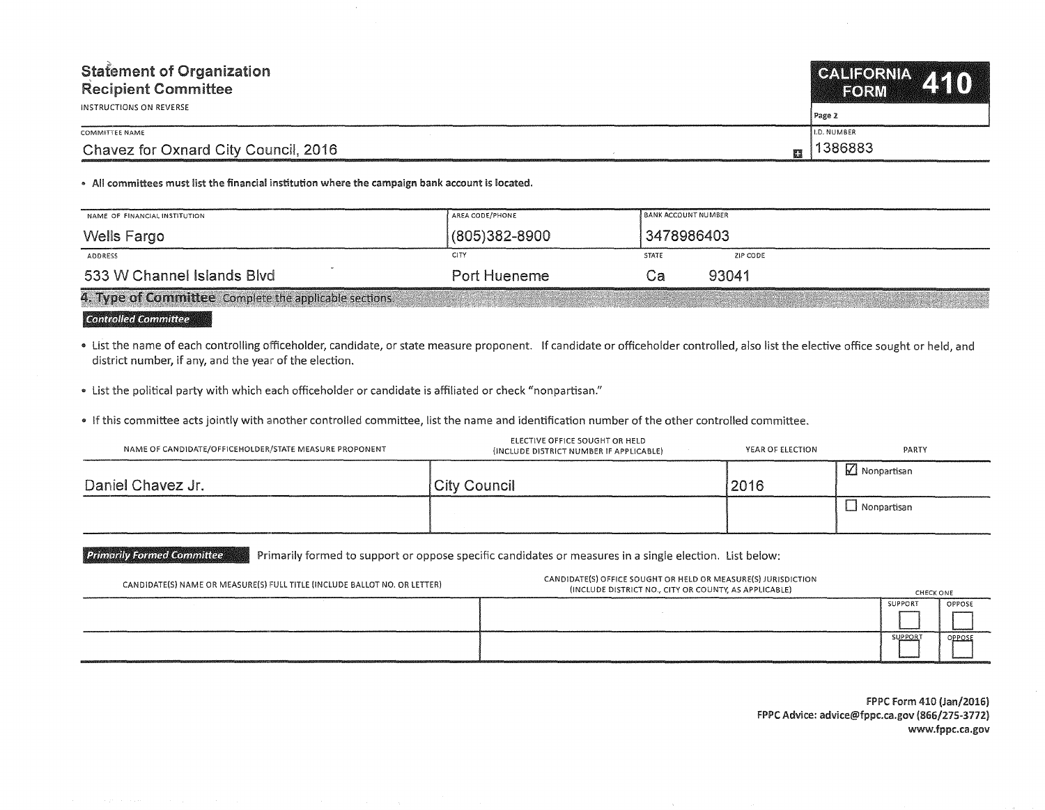# Statement of Organization
## Recipient Committee

INSTRUCTIONS ON REVERSE

**CALIFORNIA FORM 410**

Page 2

| COMMITTEE NAME | I.D. NUMBER |
|---|---|
| Chavez for Oxnard City Council, 2016 | 1386883 |

- **All committees must list the financial institution where the campaign bank account is located.**

| NAME OF FINANCIAL INSTITUTION | AREA CODE/PHONE | BANK ACCOUNT NUMBER | |
|---|---|---|---|
| Wells Fargo | (805)382-8900 | 3478986403 | |
| **ADDRESS** | **CITY** | **STATE** | **ZIP CODE** |
| 533 W Channel Islands Blvd | Port Hueneme | Ca | 93041 |

## 4. Type of Committee
Complete the applicable sections.

### Controlled Committee

- List the name of each controlling officeholder, candidate, or state measure proponent. If candidate or officeholder controlled, also list the elective office sought or held, and district number, if any, and the year of the election.
- List the political party with which each officeholder or candidate is affiliated or check "nonpartisan."
- If this committee acts jointly with another controlled committee, list the name and identification number of the other controlled committee.

| NAME OF CANDIDATE/OFFICEHOLDER/STATE MEASURE PROPONENT | ELECTIVE OFFICE SOUGHT OR HELD (INCLUDE DISTRICT NUMBER IF APPLICABLE) | YEAR OF ELECTION | PARTY |
|---|---|---|---|
| Daniel Chavez Jr. | City Council | 2016 | ☑ Nonpartisan |
| | | | ☐ Nonpartisan |

### Primarily Formed Committee

Primarily formed to support or oppose specific candidates or measures in a single election. List below:

| CANDIDATE(S) NAME OR MEASURE(S) FULL TITLE (INCLUDE BALLOT NO. OR LETTER) | CANDIDATE(S) OFFICE SOUGHT OR HELD OR MEASURE(S) JURISDICTION (INCLUDE DISTRICT NO., CITY OR COUNTY, AS APPLICABLE) | CHECK ONE: SUPPORT | OPPOSE |
|---|---|---|---|
| | | ☐ | ☐ |
| | | ☐ | ☐ |

FPPC Form 410 (Jan/2016)
FPPC Advice: advice@fppc.ca.gov (866/275-3772)
www.fppc.ca.gov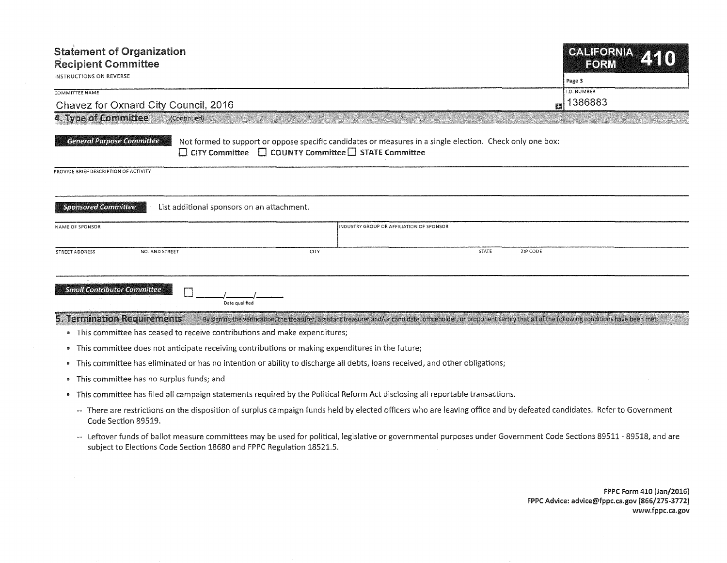# Statement of Organization Recipient Committee

INSTRUCTIONS ON REVERSE

**CALIFORNIA FORM 410**

Page 3

COMMITTEE NAME

Chavez for Oxnard City Council, 2016

I.D. NUMBER

1386883

## 4. Type of Committee (Continued)

**General Purpose Committee** Not formed to support or oppose specific candidates or measures in a single election. Check only one box:

☐ **CITY Committee** ☐ **COUNTY Committee** ☐ **STATE Committee**

PROVIDE BRIEF DESCRIPTION OF ACTIVITY

**Sponsored Committee** List additional sponsors on an attachment.

| NAME OF SPONSOR | INDUSTRY GROUP OR AFFILIATION OF SPONSOR |
|---|---|
| | |

| STREET ADDRESS NO. AND STREET | CITY | STATE | ZIP CODE |
|---|---|---|---|
| | | | |

**Small Contributor Committee** ☐ \_\_\_\_/\_\_\_\_/\_\_\_\_ Date qualified

## 5. Termination Requirements

By signing the verification, the treasurer, assistant treasurer and/or candidate, officeholder, or proponent certify that all of the following conditions have been met:

- This committee has ceased to receive contributions and make expenditures;
- This committee does not anticipate receiving contributions or making expenditures in the future;
- This committee has eliminated or has no intention or ability to discharge all debts, loans received, and other obligations;
- This committee has no surplus funds; and
- This committee has filed all campaign statements required by the Political Reform Act disclosing all reportable transactions.
  - There are restrictions on the disposition of surplus campaign funds held by elected officers who are leaving office and by defeated candidates. Refer to Government Code Section 89519.
  - Leftover funds of ballot measure committees may be used for political, legislative or governmental purposes under Government Code Sections 89511 - 89518, and are subject to Elections Code Section 18680 and FPPC Regulation 18521.5.

**FPPC Form 410 (Jan/2016)**
**FPPC Advice: advice@fppc.ca.gov (866/275-3772)**
**www.fppc.ca.gov**